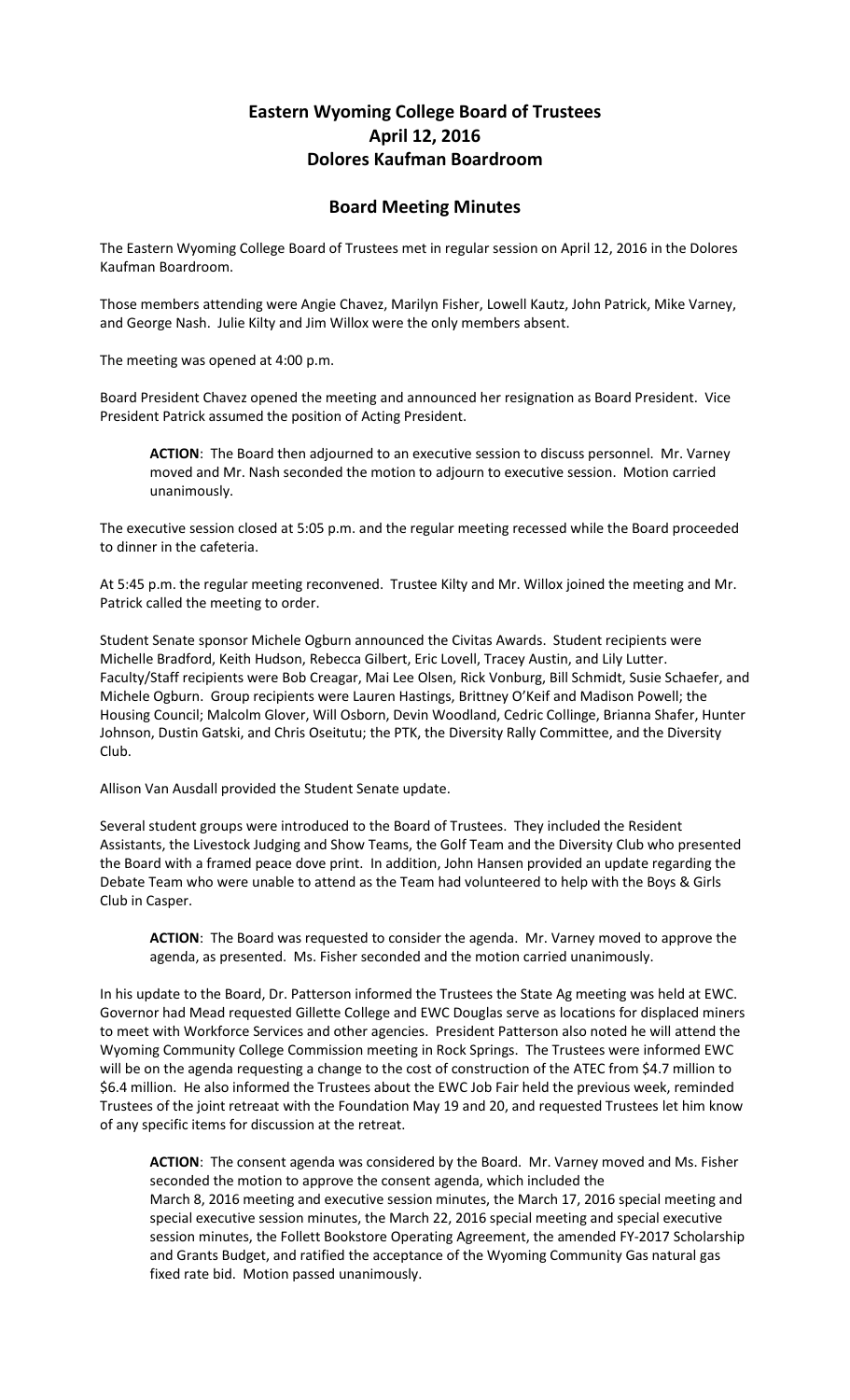# Eastern Wyoming College Board of Trustees
# April 12, 2016
# Dolores Kaufman Boardroom

## Board Meeting Minutes

The Eastern Wyoming College Board of Trustees met in regular session on April 12, 2016 in the Dolores Kaufman Boardroom.

Those members attending were Angie Chavez, Marilyn Fisher, Lowell Kautz, John Patrick, Mike Varney, and George Nash. Julie Kilty and Jim Willox were the only members absent.

The meeting was opened at 4:00 p.m.

Board President Chavez opened the meeting and announced her resignation as Board President. Vice President Patrick assumed the position of Acting President.

> **ACTION**: The Board then adjourned to an executive session to discuss personnel. Mr. Varney moved and Mr. Nash seconded the motion to adjourn to executive session. Motion carried unanimously.

The executive session closed at 5:05 p.m. and the regular meeting recessed while the Board proceeded to dinner in the cafeteria.

At 5:45 p.m. the regular meeting reconvened. Trustee Kilty and Mr. Willox joined the meeting and Mr. Patrick called the meeting to order.

Student Senate sponsor Michele Ogburn announced the Civitas Awards. Student recipients were Michelle Bradford, Keith Hudson, Rebecca Gilbert, Eric Lovell, Tracey Austin, and Lily Lutter. Faculty/Staff recipients were Bob Creagar, Mai Lee Olsen, Rick Vonburg, Bill Schmidt, Susie Schaefer, and Michele Ogburn. Group recipients were Lauren Hastings, Brittney O'Keif and Madison Powell; the Housing Council; Malcolm Glover, Will Osborn, Devin Woodland, Cedric Collinge, Brianna Shafer, Hunter Johnson, Dustin Gatski, and Chris Oseitutu; the PTK, the Diversity Rally Committee, and the Diversity Club.

Allison Van Ausdall provided the Student Senate update.

Several student groups were introduced to the Board of Trustees. They included the Resident Assistants, the Livestock Judging and Show Teams, the Golf Team and the Diversity Club who presented the Board with a framed peace dove print. In addition, John Hansen provided an update regarding the Debate Team who were unable to attend as the Team had volunteered to help with the Boys & Girls Club in Casper.

> **ACTION**: The Board was requested to consider the agenda. Mr. Varney moved to approve the agenda, as presented. Ms. Fisher seconded and the motion carried unanimously.

In his update to the Board, Dr. Patterson informed the Trustees the State Ag meeting was held at EWC. Governor had Mead requested Gillette College and EWC Douglas serve as locations for displaced miners to meet with Workforce Services and other agencies. President Patterson also noted he will attend the Wyoming Community College Commission meeting in Rock Springs. The Trustees were informed EWC will be on the agenda requesting a change to the cost of construction of the ATEC from $4.7 million to $6.4 million. He also informed the Trustees about the EWC Job Fair held the previous week, reminded Trustees of the joint retreaat with the Foundation May 19 and 20, and requested Trustees let him know of any specific items for discussion at the retreat.

> **ACTION**: The consent agenda was considered by the Board. Mr. Varney moved and Ms. Fisher seconded the motion to approve the consent agenda, which included the March 8, 2016 meeting and executive session minutes, the March 17, 2016 special meeting and special executive session minutes, the March 22, 2016 special meeting and special executive session minutes, the Follett Bookstore Operating Agreement, the amended FY-2017 Scholarship and Grants Budget, and ratified the acceptance of the Wyoming Community Gas natural gas fixed rate bid. Motion passed unanimously.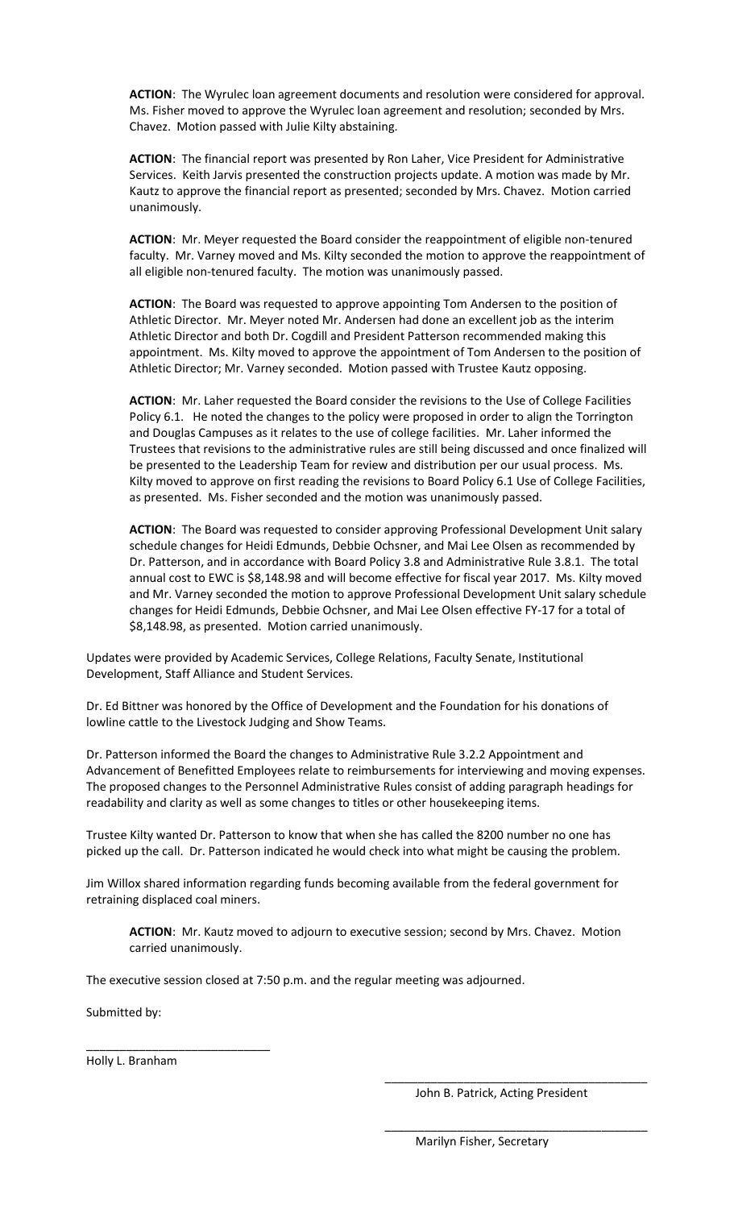**ACTION**: The Wyrulec loan agreement documents and resolution were considered for approval. Ms. Fisher moved to approve the Wyrulec loan agreement and resolution; seconded by Mrs. Chavez. Motion passed with Julie Kilty abstaining.

**ACTION**: The financial report was presented by Ron Laher, Vice President for Administrative Services. Keith Jarvis presented the construction projects update. A motion was made by Mr. Kautz to approve the financial report as presented; seconded by Mrs. Chavez. Motion carried unanimously.

**ACTION**: Mr. Meyer requested the Board consider the reappointment of eligible non-tenured faculty. Mr. Varney moved and Ms. Kilty seconded the motion to approve the reappointment of all eligible non-tenured faculty. The motion was unanimously passed.

**ACTION**: The Board was requested to approve appointing Tom Andersen to the position of Athletic Director. Mr. Meyer noted Mr. Andersen had done an excellent job as the interim Athletic Director and both Dr. Cogdill and President Patterson recommended making this appointment. Ms. Kilty moved to approve the appointment of Tom Andersen to the position of Athletic Director; Mr. Varney seconded. Motion passed with Trustee Kautz opposing.

**ACTION**: Mr. Laher requested the Board consider the revisions to the Use of College Facilities Policy 6.1. He noted the changes to the policy were proposed in order to align the Torrington and Douglas Campuses as it relates to the use of college facilities. Mr. Laher informed the Trustees that revisions to the administrative rules are still being discussed and once finalized will be presented to the Leadership Team for review and distribution per our usual process. Ms. Kilty moved to approve on first reading the revisions to Board Policy 6.1 Use of College Facilities, as presented. Ms. Fisher seconded and the motion was unanimously passed.

**ACTION**: The Board was requested to consider approving Professional Development Unit salary schedule changes for Heidi Edmunds, Debbie Ochsner, and Mai Lee Olsen as recommended by Dr. Patterson, and in accordance with Board Policy 3.8 and Administrative Rule 3.8.1. The total annual cost to EWC is $8,148.98 and will become effective for fiscal year 2017. Ms. Kilty moved and Mr. Varney seconded the motion to approve Professional Development Unit salary schedule changes for Heidi Edmunds, Debbie Ochsner, and Mai Lee Olsen effective FY-17 for a total of $8,148.98, as presented. Motion carried unanimously.

Updates were provided by Academic Services, College Relations, Faculty Senate, Institutional Development, Staff Alliance and Student Services.

Dr. Ed Bittner was honored by the Office of Development and the Foundation for his donations of lowline cattle to the Livestock Judging and Show Teams.

Dr. Patterson informed the Board the changes to Administrative Rule 3.2.2 Appointment and Advancement of Benefitted Employees relate to reimbursements for interviewing and moving expenses. The proposed changes to the Personnel Administrative Rules consist of adding paragraph headings for readability and clarity as well as some changes to titles or other housekeeping items.

Trustee Kilty wanted Dr. Patterson to know that when she has called the 8200 number no one has picked up the call. Dr. Patterson indicated he would check into what might be causing the problem.

Jim Willox shared information regarding funds becoming available from the federal government for retraining displaced coal miners.

**ACTION**: Mr. Kautz moved to adjourn to executive session; second by Mrs. Chavez. Motion carried unanimously.

The executive session closed at 7:50 p.m. and the regular meeting was adjourned.

Submitted by:

\_\_\_\_\_\_\_\_\_\_\_\_\_\_\_\_\_\_\_\_\_\_\_\_\_\_\_\_

Holly L. Branham

\_\_\_\_\_\_\_\_\_\_\_\_\_\_\_\_\_\_\_\_\_\_\_\_\_\_\_\_\_\_\_\_\_\_\_\_\_\_\_\_

John B. Patrick, Acting President

\_\_\_\_\_\_\_\_\_\_\_\_\_\_\_\_\_\_\_\_\_\_\_\_\_\_\_\_\_\_\_\_\_\_\_\_\_\_\_\_

Marilyn Fisher, Secretary